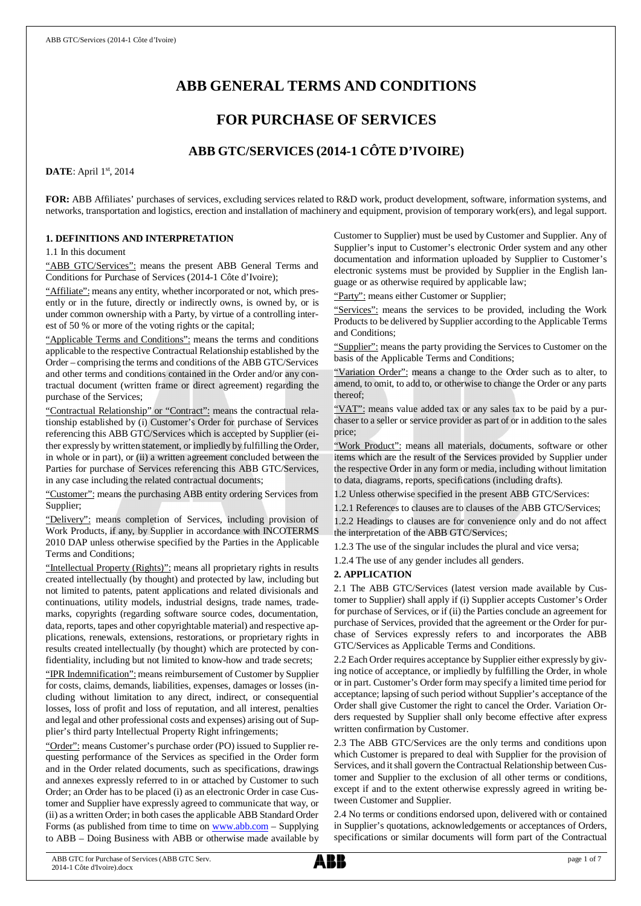# ABB GENERAL TERMS AND CONDITIONS

## FOR PURCHASE OF SERVICES

### ABB GTC/SERVICES (2014-1 CÔTE D'IVOIRE)

**DATE**: April 1st, 2014

**FOR:** ABB Affiliates' purchases of services, excluding services related to R&D work, product development, software, information systems, and networks, transportation and logistics, erection and installation of machinery and equipment, provision of temporary work(ers), and legal support.

**1. DEFINITIONS AND INTERPRETATION**

1.1 In this document

"ABB GTC/Services": means the present ABB General Terms and Conditions for Purchase of Services (2014-1 Côte d'Ivoire);

"Affiliate": means any entity, whether incorporated or not, which presently or in the future, directly or indirectly owns, is owned by, or is under common ownership with a Party, by virtue of a controlling interest of 50 % or more of the voting rights or the capital;

"Applicable Terms and Conditions": means the terms and conditions applicable to the respective Contractual Relationship established by the Order – comprising the terms and conditions of the ABB GTC/Services and other terms and conditions contained in the Order and/or any contractual document (written frame or direct agreement) regarding the purchase of the Services;

"Contractual Relationship" or "Contract": means the contractual relationship established by (i) Customer's Order for purchase of Services referencing this ABB GTC/Services which is accepted by Supplier (either expressly by written statement, or impliedly by fulfilling the Order, in whole or in part), or (ii) a written agreement concluded between the Parties for purchase of Services referencing this ABB GTC/Services, in any case including the related contractual documents;

"Customer": means the purchasing ABB entity ordering Services from Supplier;

"Delivery": means completion of Services, including provision of Work Products, if any, by Supplier in accordance with INCOTERMS 2010 DAP unless otherwise specified by the Parties in the Applicable Terms and Conditions;

"Intellectual Property (Rights)": means all proprietary rights in results created intellectually (by thought) and protected by law, including but not limited to patents, patent applications and related divisionals and continuations, utility models, industrial designs, trade names, trademarks, copyrights (regarding software source codes, documentation, data, reports, tapes and other copyrightable material) and respective applications, renewals, extensions, restorations, or proprietary rights in results created intellectually (by thought) which are protected by confidentiality, including but not limited to know-how and trade secrets;

"IPR Indemnification": means reimbursement of Customer by Supplier for costs, claims, demands, liabilities, expenses, damages or losses (including without limitation to any direct, indirect, or consequential losses, loss of profit and loss of reputation, and all interest, penalties and legal and other professional costs and expenses) arising out of Supplier's third party Intellectual Property Right infringements;

"Order": means Customer's purchase order (PO) issued to Supplier requesting performance of the Services as specified in the Order form and in the Order related documents, such as specifications, drawings and annexes expressly referred to in or attached by Customer to such Order; an Order has to be placed (i) as an electronic Order in case Customer and Supplier have expressly agreed to communicate that way, or (ii) as a written Order; in both cases the applicable ABB Standard Order Forms (as published from time to time on www.abb.com – Supplying to ABB – Doing Business with ABB or otherwise made available by Customer to Supplier) must be used by Customer and Supplier. Any of Supplier's input to Customer's electronic Order system and any other documentation and information uploaded by Supplier to Customer's electronic systems must be provided by Supplier in the English language or as otherwise required by applicable law;

"Party": means either Customer or Supplier;

"Services": means the services to be provided, including the Work Products to be delivered by Supplier according to the Applicable Terms and Conditions;

"Supplier": means the party providing the Services to Customer on the basis of the Applicable Terms and Conditions;

"Variation Order": means a change to the Order such as to alter, to amend, to omit, to add to, or otherwise to change the Order or any parts thereof;

"VAT": means value added tax or any sales tax to be paid by a purchaser to a seller or service provider as part of or in addition to the sales price;

"Work Product": means all materials, documents, software or other items which are the result of the Services provided by Supplier under the respective Order in any form or media, including without limitation to data, diagrams, reports, specifications (including drafts).

1.2 Unless otherwise specified in the present ABB GTC/Services:

1.2.1 References to clauses are to clauses of the ABB GTC/Services;

1.2.2 Headings to clauses are for convenience only and do not affect the interpretation of the ABB GTC/Services;

1.2.3 The use of the singular includes the plural and vice versa;

1.2.4 The use of any gender includes all genders.

**2. APPLICATION**

2.1 The ABB GTC/Services (latest version made available by Customer to Supplier) shall apply if (i) Supplier accepts Customer's Order for purchase of Services, or if (ii) the Parties conclude an agreement for purchase of Services, provided that the agreement or the Order for purchase of Services expressly refers to and incorporates the ABB GTC/Services as Applicable Terms and Conditions.

2.2 Each Order requires acceptance by Supplier either expressly by giving notice of acceptance, or impliedly by fulfilling the Order, in whole or in part. Customer's Order form may specify a limited time period for acceptance; lapsing of such period without Supplier's acceptance of the Order shall give Customer the right to cancel the Order. Variation Orders requested by Supplier shall only become effective after express written confirmation by Customer.

2.3 The ABB GTC/Services are the only terms and conditions upon which Customer is prepared to deal with Supplier for the provision of Services, and it shall govern the Contractual Relationship between Customer and Supplier to the exclusion of all other terms or conditions, except if and to the extent otherwise expressly agreed in writing between Customer and Supplier.

2.4 No terms or conditions endorsed upon, delivered with or contained in Supplier's quotations, acknowledgements or acceptances of Orders, specifications or similar documents will form part of the Contractual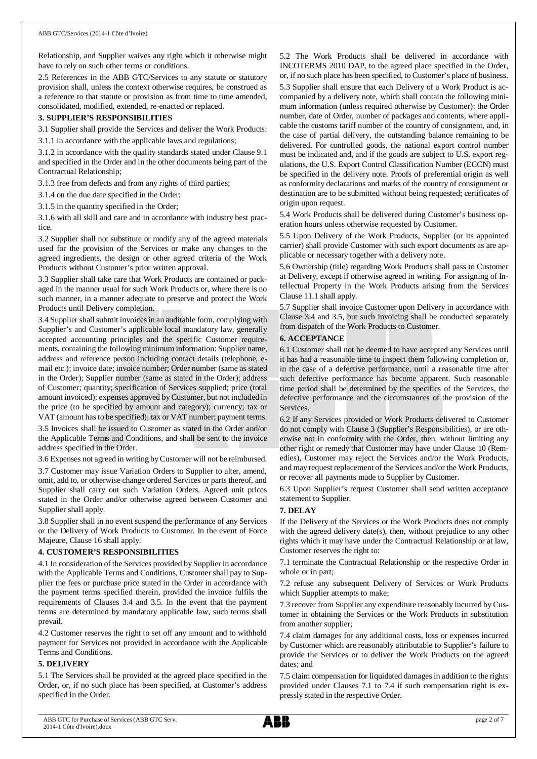Relationship, and Supplier waives any right which it otherwise might have to rely on such other terms or conditions.

2.5 References in the ABB GTC/Services to any statute or statutory provision shall, unless the context otherwise requires, be construed as a reference to that statute or provision as from time to time amended, consolidated, modified, extended, re-enacted or replaced.

## 3. SUPPLIER'S RESPONSIBILITIES

3.1 Supplier shall provide the Services and deliver the Work Products:

3.1.1 in accordance with the applicable laws and regulations;

3.1.2 in accordance with the quality standards stated under Clause 9.1 and specified in the Order and in the other documents being part of the Contractual Relationship;

3.1.3 free from defects and from any rights of third parties;

3.1.4 on the due date specified in the Order;

3.1.5 in the quantity specified in the Order;

3.1.6 with all skill and care and in accordance with industry best practice.

3.2 Supplier shall not substitute or modify any of the agreed materials used for the provision of the Services or make any changes to the agreed ingredients, the design or other agreed criteria of the Work Products without Customer's prior written approval.

3.3 Supplier shall take care that Work Products are contained or packaged in the manner usual for such Work Products or, where there is no such manner, in a manner adequate to preserve and protect the Work Products until Delivery completion.

3.4 Supplier shall submit invoices in an auditable form, complying with Supplier's and Customer's applicable local mandatory law, generally accepted accounting principles and the specific Customer requirements, containing the following minimum information: Supplier name, address and reference person including contact details (telephone, e-mail etc.); invoice date; invoice number; Order number (same as stated in the Order); Supplier number (same as stated in the Order); address of Customer; quantity; specification of Services supplied; price (total amount invoiced); expenses approved by Customer, but not included in the price (to be specified by amount and category); currency; tax or VAT (amount has to be specified); tax or VAT number; payment terms.

3.5 Invoices shall be issued to Customer as stated in the Order and/or the Applicable Terms and Conditions, and shall be sent to the invoice address specified in the Order.

3.6 Expenses not agreed in writing by Customer will not be reimbursed.

3.7 Customer may issue Variation Orders to Supplier to alter, amend, omit, add to, or otherwise change ordered Services or parts thereof, and Supplier shall carry out such Variation Orders. Agreed unit prices stated in the Order and/or otherwise agreed between Customer and Supplier shall apply.

3.8 Supplier shall in no event suspend the performance of any Services or the Delivery of Work Products to Customer. In the event of Force Majeure, Clause 16 shall apply.

## 4. CUSTOMER'S RESPONSIBILITIES

4.1 In consideration of the Services provided by Supplier in accordance with the Applicable Terms and Conditions, Customer shall pay to Supplier the fees or purchase price stated in the Order in accordance with the payment terms specified therein, provided the invoice fulfils the requirements of Clauses 3.4 and 3.5. In the event that the payment terms are determined by mandatory applicable law, such terms shall prevail.

4.2 Customer reserves the right to set off any amount and to withhold payment for Services not provided in accordance with the Applicable Terms and Conditions.

## 5. DELIVERY

5.1 The Services shall be provided at the agreed place specified in the Order, or, if no such place has been specified, at Customer's address specified in the Order.

5.2 The Work Products shall be delivered in accordance with INCOTERMS 2010 DAP, to the agreed place specified in the Order, or, if no such place has been specified, to Customer's place of business.

5.3 Supplier shall ensure that each Delivery of a Work Product is accompanied by a delivery note, which shall contain the following minimum information (unless required otherwise by Customer): the Order number, date of Order, number of packages and contents, where applicable the customs tariff number of the country of consignment, and, in the case of partial delivery, the outstanding balance remaining to be delivered. For controlled goods, the national export control number must be indicated and, and if the goods are subject to U.S. export regulations, the U.S. Export Control Classification Number (ECCN) must be specified in the delivery note. Proofs of preferential origin as well as conformity declarations and marks of the country of consignment or destination are to be submitted without being requested; certificates of origin upon request.

5.4 Work Products shall be delivered during Customer's business operation hours unless otherwise requested by Customer.

5.5 Upon Delivery of the Work Products, Supplier (or its appointed carrier) shall provide Customer with such export documents as are applicable or necessary together with a delivery note.

5.6 Ownership (title) regarding Work Products shall pass to Customer at Delivery, except if otherwise agreed in writing. For assigning of Intellectual Property in the Work Products arising from the Services Clause 11.1 shall apply.

5.7 Supplier shall invoice Customer upon Delivery in accordance with Clause 3.4 and 3.5, but such invoicing shall be conducted separately from dispatch of the Work Products to Customer.

## 6. ACCEPTANCE

6.1 Customer shall not be deemed to have accepted any Services until it has had a reasonable time to inspect them following completion or, in the case of a defective performance, until a reasonable time after such defective performance has become apparent. Such reasonable time period shall be determined by the specifics of the Services, the defective performance and the circumstances of the provision of the Services.

6.2 If any Services provided or Work Products delivered to Customer do not comply with Clause 3 (Supplier's Responsibilities), or are otherwise not in conformity with the Order, then, without limiting any other right or remedy that Customer may have under Clause 10 (Remedies), Customer may reject the Services and/or the Work Products, and may request replacement of the Services and/or the Work Products, or recover all payments made to Supplier by Customer.

6.3 Upon Supplier's request Customer shall send written acceptance statement to Supplier.

## 7. DELAY

If the Delivery of the Services or the Work Products does not comply with the agreed delivery date(s), then, without prejudice to any other rights which it may have under the Contractual Relationship or at law, Customer reserves the right to:

7.1 terminate the Contractual Relationship or the respective Order in whole or in part;

7.2 refuse any subsequent Delivery of Services or Work Products which Supplier attempts to make;

7.3 recover from Supplier any expenditure reasonably incurred by Customer in obtaining the Services or the Work Products in substitution from another supplier;

7.4 claim damages for any additional costs, loss or expenses incurred by Customer which are reasonably attributable to Supplier's failure to provide the Services or to deliver the Work Products on the agreed dates; and

7.5 claim compensation for liquidated damages in addition to the rights provided under Clauses 7.1 to 7.4 if such compensation right is expressly stated in the respective Order.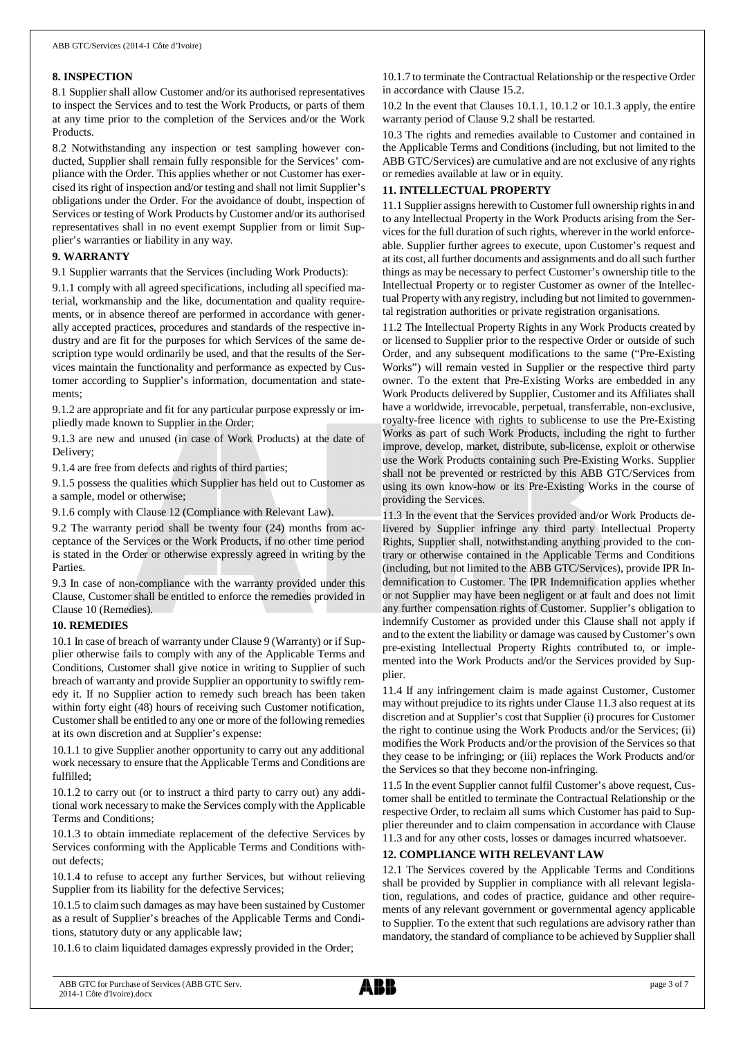## 8. INSPECTION

8.1 Supplier shall allow Customer and/or its authorised representatives to inspect the Services and to test the Work Products, or parts of them at any time prior to the completion of the Services and/or the Work Products.

8.2 Notwithstanding any inspection or test sampling however conducted, Supplier shall remain fully responsible for the Services' compliance with the Order. This applies whether or not Customer has exercised its right of inspection and/or testing and shall not limit Supplier's obligations under the Order. For the avoidance of doubt, inspection of Services or testing of Work Products by Customer and/or its authorised representatives shall in no event exempt Supplier from or limit Supplier's warranties or liability in any way.

## 9. WARRANTY

9.1 Supplier warrants that the Services (including Work Products):

9.1.1 comply with all agreed specifications, including all specified material, workmanship and the like, documentation and quality requirements, or in absence thereof are performed in accordance with generally accepted practices, procedures and standards of the respective industry and are fit for the purposes for which Services of the same description type would ordinarily be used, and that the results of the Services maintain the functionality and performance as expected by Customer according to Supplier's information, documentation and statements;

9.1.2 are appropriate and fit for any particular purpose expressly or impliedly made known to Supplier in the Order;

9.1.3 are new and unused (in case of Work Products) at the date of Delivery;

9.1.4 are free from defects and rights of third parties;

9.1.5 possess the qualities which Supplier has held out to Customer as a sample, model or otherwise;

9.1.6 comply with Clause 12 (Compliance with Relevant Law).

9.2 The warranty period shall be twenty four (24) months from acceptance of the Services or the Work Products, if no other time period is stated in the Order or otherwise expressly agreed in writing by the Parties.

9.3 In case of non-compliance with the warranty provided under this Clause, Customer shall be entitled to enforce the remedies provided in Clause 10 (Remedies).

## 10. REMEDIES

10.1 In case of breach of warranty under Clause 9 (Warranty) or if Supplier otherwise fails to comply with any of the Applicable Terms and Conditions, Customer shall give notice in writing to Supplier of such breach of warranty and provide Supplier an opportunity to swiftly remedy it. If no Supplier action to remedy such breach has been taken within forty eight (48) hours of receiving such Customer notification, Customer shall be entitled to any one or more of the following remedies at its own discretion and at Supplier's expense:

10.1.1 to give Supplier another opportunity to carry out any additional work necessary to ensure that the Applicable Terms and Conditions are fulfilled;

10.1.2 to carry out (or to instruct a third party to carry out) any additional work necessary to make the Services comply with the Applicable Terms and Conditions;

10.1.3 to obtain immediate replacement of the defective Services by Services conforming with the Applicable Terms and Conditions without defects;

10.1.4 to refuse to accept any further Services, but without relieving Supplier from its liability for the defective Services;

10.1.5 to claim such damages as may have been sustained by Customer as a result of Supplier's breaches of the Applicable Terms and Conditions, statutory duty or any applicable law;

10.1.6 to claim liquidated damages expressly provided in the Order;

10.1.7 to terminate the Contractual Relationship or the respective Order in accordance with Clause 15.2.

10.2 In the event that Clauses 10.1.1, 10.1.2 or 10.1.3 apply, the entire warranty period of Clause 9.2 shall be restarted.

10.3 The rights and remedies available to Customer and contained in the Applicable Terms and Conditions (including, but not limited to the ABB GTC/Services) are cumulative and are not exclusive of any rights or remedies available at law or in equity.

## 11. INTELLECTUAL PROPERTY

11.1 Supplier assigns herewith to Customer full ownership rights in and to any Intellectual Property in the Work Products arising from the Services for the full duration of such rights, wherever in the world enforceable. Supplier further agrees to execute, upon Customer's request and at its cost, all further documents and assignments and do all such further things as may be necessary to perfect Customer's ownership title to the Intellectual Property or to register Customer as owner of the Intellectual Property with any registry, including but not limited to governmental registration authorities or private registration organisations.

11.2 The Intellectual Property Rights in any Work Products created by or licensed to Supplier prior to the respective Order or outside of such Order, and any subsequent modifications to the same ("Pre-Existing Works") will remain vested in Supplier or the respective third party owner. To the extent that Pre-Existing Works are embedded in any Work Products delivered by Supplier, Customer and its Affiliates shall have a worldwide, irrevocable, perpetual, transferrable, non-exclusive, royalty-free licence with rights to sublicense to use the Pre-Existing Works as part of such Work Products, including the right to further improve, develop, market, distribute, sub-license, exploit or otherwise use the Work Products containing such Pre-Existing Works. Supplier shall not be prevented or restricted by this ABB GTC/Services from using its own know-how or its Pre-Existing Works in the course of providing the Services.

11.3 In the event that the Services provided and/or Work Products delivered by Supplier infringe any third party Intellectual Property Rights, Supplier shall, notwithstanding anything provided to the contrary or otherwise contained in the Applicable Terms and Conditions (including, but not limited to the ABB GTC/Services), provide IPR Indemnification to Customer. The IPR Indemnification applies whether or not Supplier may have been negligent or at fault and does not limit any further compensation rights of Customer. Supplier's obligation to indemnify Customer as provided under this Clause shall not apply if and to the extent the liability or damage was caused by Customer's own pre-existing Intellectual Property Rights contributed to, or implemented into the Work Products and/or the Services provided by Supplier.

11.4 If any infringement claim is made against Customer, Customer may without prejudice to its rights under Clause 11.3 also request at its discretion and at Supplier's cost that Supplier (i) procures for Customer the right to continue using the Work Products and/or the Services; (ii) modifies the Work Products and/or the provision of the Services so that they cease to be infringing; or (iii) replaces the Work Products and/or the Services so that they become non-infringing.

11.5 In the event Supplier cannot fulfil Customer's above request, Customer shall be entitled to terminate the Contractual Relationship or the respective Order, to reclaim all sums which Customer has paid to Supplier thereunder and to claim compensation in accordance with Clause 11.3 and for any other costs, losses or damages incurred whatsoever.

## 12. COMPLIANCE WITH RELEVANT LAW

12.1 The Services covered by the Applicable Terms and Conditions shall be provided by Supplier in compliance with all relevant legislation, regulations, and codes of practice, guidance and other requirements of any relevant government or governmental agency applicable to Supplier. To the extent that such regulations are advisory rather than mandatory, the standard of compliance to be achieved by Supplier shall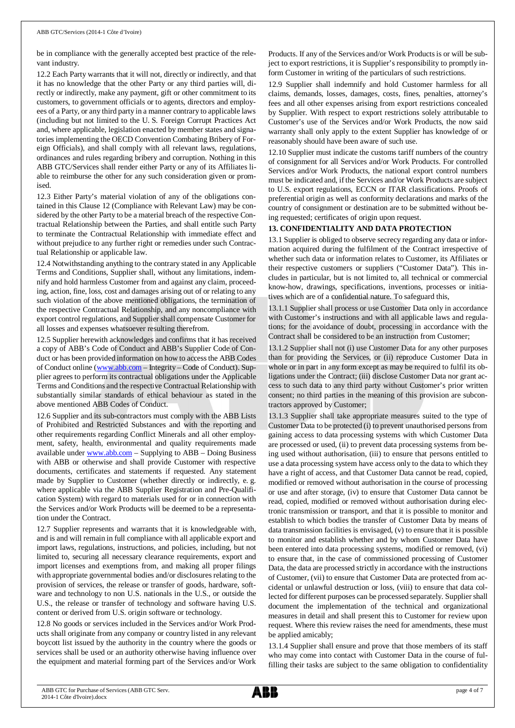be in compliance with the generally accepted best practice of the relevant industry.

12.2 Each Party warrants that it will not, directly or indirectly, and that it has no knowledge that the other Party or any third parties will, directly or indirectly, make any payment, gift or other commitment to its customers, to government officials or to agents, directors and employees of a Party, or any third party in a manner contrary to applicable laws (including but not limited to the U. S. Foreign Corrupt Practices Act and, where applicable, legislation enacted by member states and signatories implementing the OECD Convention Combating Bribery of Foreign Officials), and shall comply with all relevant laws, regulations, ordinances and rules regarding bribery and corruption. Nothing in this ABB GTC/Services shall render either Party or any of its Affiliates liable to reimburse the other for any such consideration given or promised.

12.3 Either Party's material violation of any of the obligations contained in this Clause 12 (Compliance with Relevant Law) may be considered by the other Party to be a material breach of the respective Contractual Relationship between the Parties, and shall entitle such Party to terminate the Contractual Relationship with immediate effect and without prejudice to any further right or remedies under such Contractual Relationship or applicable law.

12.4 Notwithstanding anything to the contrary stated in any Applicable Terms and Conditions, Supplier shall, without any limitations, indemnify and hold harmless Customer from and against any claim, proceeding, action, fine, loss, cost and damages arising out of or relating to any such violation of the above mentioned obligations, the termination of the respective Contractual Relationship, and any noncompliance with export control regulations, and Supplier shall compensate Customer for all losses and expenses whatsoever resulting therefrom.

12.5 Supplier herewith acknowledges and confirms that it has received a copy of ABB's Code of Conduct and ABB's Supplier Code of Conduct or has been provided information on how to access the ABB Codes of Conduct online (www.abb.com – Integrity – Code of Conduct). Supplier agrees to perform its contractual obligations under the Applicable Terms and Conditions and the respective Contractual Relationship with substantially similar standards of ethical behaviour as stated in the above mentioned ABB Codes of Conduct.

12.6 Supplier and its sub-contractors must comply with the ABB Lists of Prohibited and Restricted Substances and with the reporting and other requirements regarding Conflict Minerals and all other employment, safety, health, environmental and quality requirements made available under www.abb.com – Supplying to ABB – Doing Business with ABB or otherwise and shall provide Customer with respective documents, certificates and statements if requested. Any statement made by Supplier to Customer (whether directly or indirectly, e. g. where applicable via the ABB Supplier Registration and Pre-Qualification System) with regard to materials used for or in connection with the Services and/or Work Products will be deemed to be a representation under the Contract.

12.7 Supplier represents and warrants that it is knowledgeable with, and is and will remain in full compliance with all applicable export and import laws, regulations, instructions, and policies, including, but not limited to, securing all necessary clearance requirements, export and import licenses and exemptions from, and making all proper filings with appropriate governmental bodies and/or disclosures relating to the provision of services, the release or transfer of goods, hardware, software and technology to non U.S. nationals in the U.S., or outside the U.S., the release or transfer of technology and software having U.S. content or derived from U.S. origin software or technology.

12.8 No goods or services included in the Services and/or Work Products shall originate from any company or country listed in any relevant boycott list issued by the authority in the country where the goods or services shall be used or an authority otherwise having influence over the equipment and material forming part of the Services and/or Work Products. If any of the Services and/or Work Products is or will be subject to export restrictions, it is Supplier's responsibility to promptly inform Customer in writing of the particulars of such restrictions.

12.9 Supplier shall indemnify and hold Customer harmless for all claims, demands, losses, damages, costs, fines, penalties, attorney's fees and all other expenses arising from export restrictions concealed by Supplier. With respect to export restrictions solely attributable to Customer's use of the Services and/or Work Products, the now said warranty shall only apply to the extent Supplier has knowledge of or reasonably should have been aware of such use.

12.10 Supplier must indicate the customs tariff numbers of the country of consignment for all Services and/or Work Products. For controlled Services and/or Work Products, the national export control numbers must be indicated and, if the Services and/or Work Products are subject to U.S. export regulations, ECCN or ITAR classifications. Proofs of preferential origin as well as conformity declarations and marks of the country of consignment or destination are to be submitted without being requested; certificates of origin upon request.

**13. CONFIDENTIALITY AND DATA PROTECTION**

13.1 Supplier is obliged to observe secrecy regarding any data or information acquired during the fulfilment of the Contract irrespective of whether such data or information relates to Customer, its Affiliates or their respective customers or suppliers ("Customer Data"). This includes in particular, but is not limited to, all technical or commercial know-how, drawings, specifications, inventions, processes or initiatives which are of a confidential nature. To safeguard this,

13.1.1 Supplier shall process or use Customer Data only in accordance with Customer's instructions and with all applicable laws and regulations; for the avoidance of doubt, processing in accordance with the Contract shall be considered to be an instruction from Customer;

13.1.2 Supplier shall not (i) use Customer Data for any other purposes than for providing the Services, or (ii) reproduce Customer Data in whole or in part in any form except as may be required to fulfil its obligations under the Contract; (iii) disclose Customer Data nor grant access to such data to any third party without Customer's prior written consent; no third parties in the meaning of this provision are subcontractors approved by Customer;

13.1.3 Supplier shall take appropriate measures suited to the type of Customer Data to be protected (i) to prevent unauthorised persons from gaining access to data processing systems with which Customer Data are processed or used, (ii) to prevent data processing systems from being used without authorisation, (iii) to ensure that persons entitled to use a data processing system have access only to the data to which they have a right of access, and that Customer Data cannot be read, copied, modified or removed without authorisation in the course of processing or use and after storage, (iv) to ensure that Customer Data cannot be read, copied, modified or removed without authorisation during electronic transmission or transport, and that it is possible to monitor and establish to which bodies the transfer of Customer Data by means of data transmission facilities is envisaged, (v) to ensure that it is possible to monitor and establish whether and by whom Customer Data have been entered into data processing systems, modified or removed, (vi) to ensure that, in the case of commissioned processing of Customer Data, the data are processed strictly in accordance with the instructions of Customer, (vii) to ensure that Customer Data are protected from accidental or unlawful destruction or loss, (viii) to ensure that data collected for different purposes can be processed separately. Supplier shall document the implementation of the technical and organizational measures in detail and shall present this to Customer for review upon request. Where this review raises the need for amendments, these must be applied amicably;

13.1.4 Supplier shall ensure and prove that those members of its staff who may come into contact with Customer Data in the course of fulfilling their tasks are subject to the same obligation to confidentiality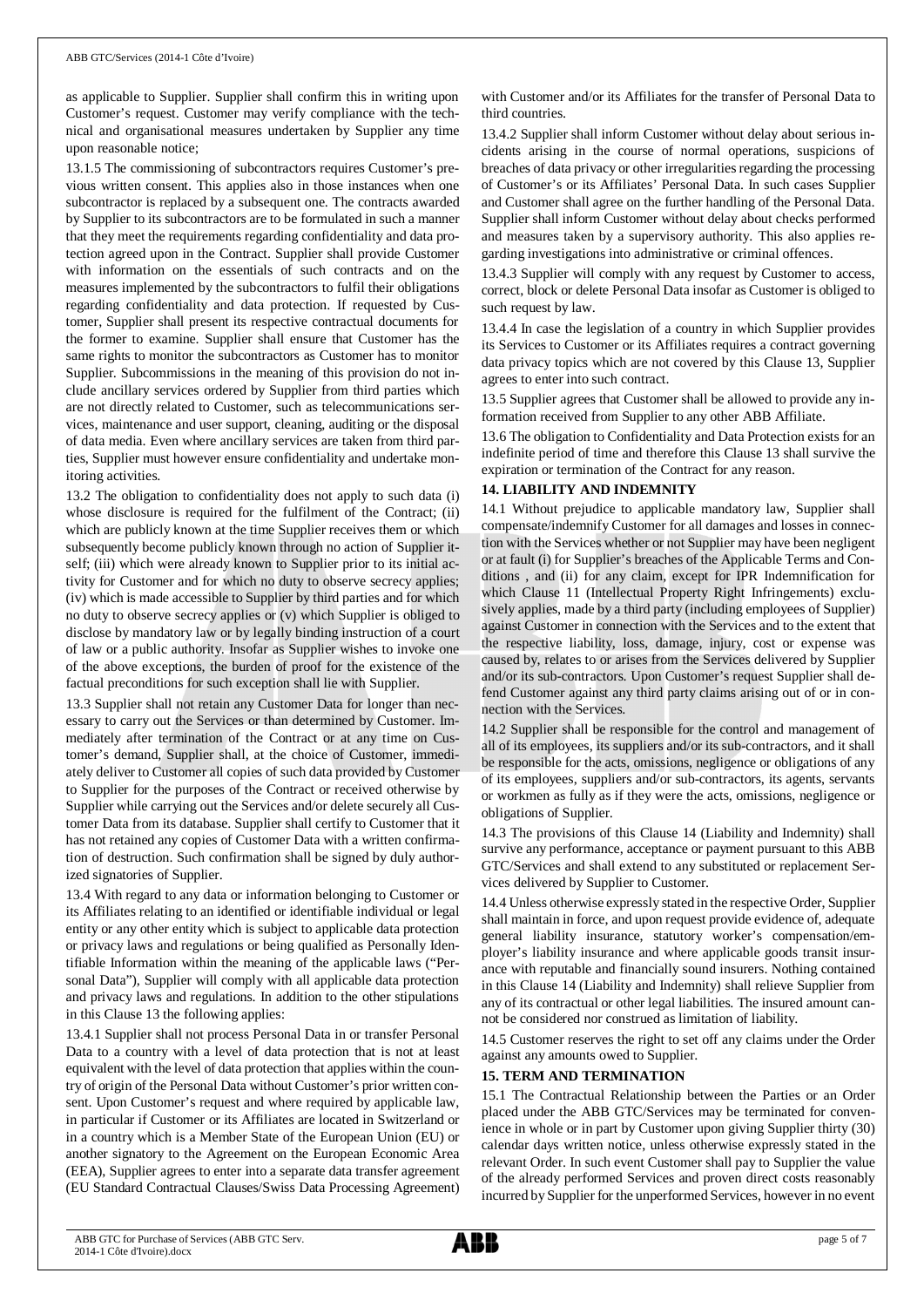as applicable to Supplier. Supplier shall confirm this in writing upon Customer's request. Customer may verify compliance with the technical and organisational measures undertaken by Supplier any time upon reasonable notice;

13.1.5 The commissioning of subcontractors requires Customer's previous written consent. This applies also in those instances when one subcontractor is replaced by a subsequent one. The contracts awarded by Supplier to its subcontractors are to be formulated in such a manner that they meet the requirements regarding confidentiality and data protection agreed upon in the Contract. Supplier shall provide Customer with information on the essentials of such contracts and on the measures implemented by the subcontractors to fulfil their obligations regarding confidentiality and data protection. If requested by Customer, Supplier shall present its respective contractual documents for the former to examine. Supplier shall ensure that Customer has the same rights to monitor the subcontractors as Customer has to monitor Supplier. Subcommissions in the meaning of this provision do not include ancillary services ordered by Supplier from third parties which are not directly related to Customer, such as telecommunications services, maintenance and user support, cleaning, auditing or the disposal of data media. Even where ancillary services are taken from third parties, Supplier must however ensure confidentiality and undertake monitoring activities.

13.2 The obligation to confidentiality does not apply to such data (i) whose disclosure is required for the fulfilment of the Contract; (ii) which are publicly known at the time Supplier receives them or which subsequently become publicly known through no action of Supplier itself; (iii) which were already known to Supplier prior to its initial activity for Customer and for which no duty to observe secrecy applies; (iv) which is made accessible to Supplier by third parties and for which no duty to observe secrecy applies or (v) which Supplier is obliged to disclose by mandatory law or by legally binding instruction of a court of law or a public authority. Insofar as Supplier wishes to invoke one of the above exceptions, the burden of proof for the existence of the factual preconditions for such exception shall lie with Supplier.

13.3 Supplier shall not retain any Customer Data for longer than necessary to carry out the Services or than determined by Customer. Immediately after termination of the Contract or at any time on Customer's demand, Supplier shall, at the choice of Customer, immediately deliver to Customer all copies of such data provided by Customer to Supplier for the purposes of the Contract or received otherwise by Supplier while carrying out the Services and/or delete securely all Customer Data from its database. Supplier shall certify to Customer that it has not retained any copies of Customer Data with a written confirmation of destruction. Such confirmation shall be signed by duly authorized signatories of Supplier.

13.4 With regard to any data or information belonging to Customer or its Affiliates relating to an identified or identifiable individual or legal entity or any other entity which is subject to applicable data protection or privacy laws and regulations or being qualified as Personally Identifiable Information within the meaning of the applicable laws ("Personal Data"), Supplier will comply with all applicable data protection and privacy laws and regulations. In addition to the other stipulations in this Clause 13 the following applies:

13.4.1 Supplier shall not process Personal Data in or transfer Personal Data to a country with a level of data protection that is not at least equivalent with the level of data protection that applies within the country of origin of the Personal Data without Customer's prior written consent. Upon Customer's request and where required by applicable law, in particular if Customer or its Affiliates are located in Switzerland or in a country which is a Member State of the European Union (EU) or another signatory to the Agreement on the European Economic Area (EEA), Supplier agrees to enter into a separate data transfer agreement (EU Standard Contractual Clauses/Swiss Data Processing Agreement) with Customer and/or its Affiliates for the transfer of Personal Data to third countries.

13.4.2 Supplier shall inform Customer without delay about serious incidents arising in the course of normal operations, suspicions of breaches of data privacy or other irregularities regarding the processing of Customer's or its Affiliates' Personal Data. In such cases Supplier and Customer shall agree on the further handling of the Personal Data. Supplier shall inform Customer without delay about checks performed and measures taken by a supervisory authority. This also applies regarding investigations into administrative or criminal offences.

13.4.3 Supplier will comply with any request by Customer to access, correct, block or delete Personal Data insofar as Customer is obliged to such request by law.

13.4.4 In case the legislation of a country in which Supplier provides its Services to Customer or its Affiliates requires a contract governing data privacy topics which are not covered by this Clause 13, Supplier agrees to enter into such contract.

13.5 Supplier agrees that Customer shall be allowed to provide any information received from Supplier to any other ABB Affiliate.

13.6 The obligation to Confidentiality and Data Protection exists for an indefinite period of time and therefore this Clause 13 shall survive the expiration or termination of the Contract for any reason.

## 14. LIABILITY AND INDEMNITY

14.1 Without prejudice to applicable mandatory law, Supplier shall compensate/indemnify Customer for all damages and losses in connection with the Services whether or not Supplier may have been negligent or at fault (i) for Supplier's breaches of the Applicable Terms and Conditions , and (ii) for any claim, except for IPR Indemnification for which Clause 11 (Intellectual Property Right Infringements) exclusively applies, made by a third party (including employees of Supplier) against Customer in connection with the Services and to the extent that the respective liability, loss, damage, injury, cost or expense was caused by, relates to or arises from the Services delivered by Supplier and/or its sub-contractors. Upon Customer's request Supplier shall defend Customer against any third party claims arising out of or in connection with the Services.

14.2 Supplier shall be responsible for the control and management of all of its employees, its suppliers and/or its sub-contractors, and it shall be responsible for the acts, omissions, negligence or obligations of any of its employees, suppliers and/or sub-contractors, its agents, servants or workmen as fully as if they were the acts, omissions, negligence or obligations of Supplier.

14.3 The provisions of this Clause 14 (Liability and Indemnity) shall survive any performance, acceptance or payment pursuant to this ABB GTC/Services and shall extend to any substituted or replacement Services delivered by Supplier to Customer.

14.4 Unless otherwise expressly stated in the respective Order, Supplier shall maintain in force, and upon request provide evidence of, adequate general liability insurance, statutory worker's compensation/employer's liability insurance and where applicable goods transit insurance with reputable and financially sound insurers. Nothing contained in this Clause 14 (Liability and Indemnity) shall relieve Supplier from any of its contractual or other legal liabilities. The insured amount cannot be considered nor construed as limitation of liability.

14.5 Customer reserves the right to set off any claims under the Order against any amounts owed to Supplier.

## 15. TERM AND TERMINATION

15.1 The Contractual Relationship between the Parties or an Order placed under the ABB GTC/Services may be terminated for convenience in whole or in part by Customer upon giving Supplier thirty (30) calendar days written notice, unless otherwise expressly stated in the relevant Order. In such event Customer shall pay to Supplier the value of the already performed Services and proven direct costs reasonably incurred by Supplier for the unperformed Services, however in no event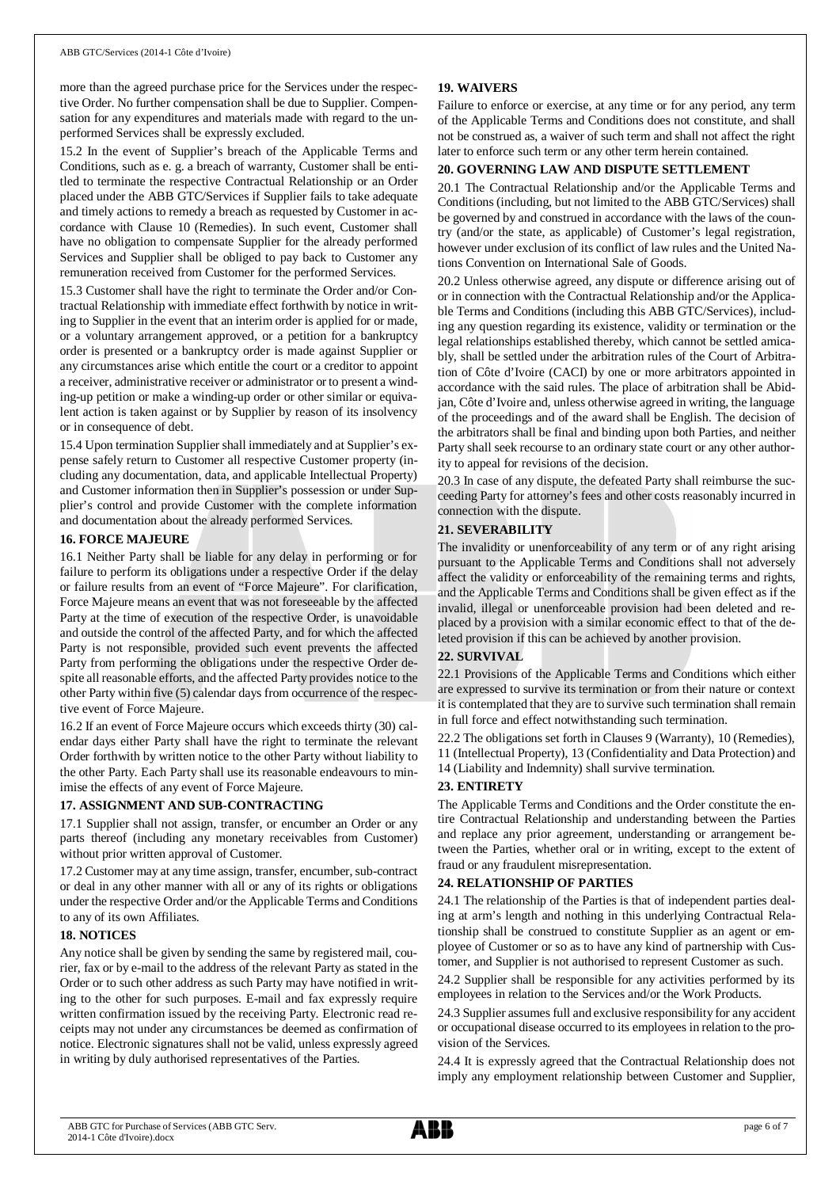more than the agreed purchase price for the Services under the respective Order. No further compensation shall be due to Supplier. Compensation for any expenditures and materials made with regard to the unperformed Services shall be expressly excluded.

15.2 In the event of Supplier's breach of the Applicable Terms and Conditions, such as e. g. a breach of warranty, Customer shall be entitled to terminate the respective Contractual Relationship or an Order placed under the ABB GTC/Services if Supplier fails to take adequate and timely actions to remedy a breach as requested by Customer in accordance with Clause 10 (Remedies). In such event, Customer shall have no obligation to compensate Supplier for the already performed Services and Supplier shall be obliged to pay back to Customer any remuneration received from Customer for the performed Services.

15.3 Customer shall have the right to terminate the Order and/or Contractual Relationship with immediate effect forthwith by notice in writing to Supplier in the event that an interim order is applied for or made, or a voluntary arrangement approved, or a petition for a bankruptcy order is presented or a bankruptcy order is made against Supplier or any circumstances arise which entitle the court or a creditor to appoint a receiver, administrative receiver or administrator or to present a winding-up petition or make a winding-up order or other similar or equivalent action is taken against or by Supplier by reason of its insolvency or in consequence of debt.

15.4 Upon termination Supplier shall immediately and at Supplier's expense safely return to Customer all respective Customer property (including any documentation, data, and applicable Intellectual Property) and Customer information then in Supplier's possession or under Supplier's control and provide Customer with the complete information and documentation about the already performed Services.

**16. FORCE MAJEURE**

16.1 Neither Party shall be liable for any delay in performing or for failure to perform its obligations under a respective Order if the delay or failure results from an event of "Force Majeure". For clarification, Force Majeure means an event that was not foreseeable by the affected Party at the time of execution of the respective Order, is unavoidable and outside the control of the affected Party, and for which the affected Party is not responsible, provided such event prevents the affected Party from performing the obligations under the respective Order despite all reasonable efforts, and the affected Party provides notice to the other Party within five (5) calendar days from occurrence of the respective event of Force Majeure.

16.2 If an event of Force Majeure occurs which exceeds thirty (30) calendar days either Party shall have the right to terminate the relevant Order forthwith by written notice to the other Party without liability to the other Party. Each Party shall use its reasonable endeavours to minimise the effects of any event of Force Majeure.

**17. ASSIGNMENT AND SUB-CONTRACTING**

17.1 Supplier shall not assign, transfer, or encumber an Order or any parts thereof (including any monetary receivables from Customer) without prior written approval of Customer.

17.2 Customer may at any time assign, transfer, encumber, sub-contract or deal in any other manner with all or any of its rights or obligations under the respective Order and/or the Applicable Terms and Conditions to any of its own Affiliates.

**18. NOTICES**

Any notice shall be given by sending the same by registered mail, courier, fax or by e-mail to the address of the relevant Party as stated in the Order or to such other address as such Party may have notified in writing to the other for such purposes. E-mail and fax expressly require written confirmation issued by the receiving Party. Electronic read receipts may not under any circumstances be deemed as confirmation of notice. Electronic signatures shall not be valid, unless expressly agreed in writing by duly authorised representatives of the Parties.

**19. WAIVERS**

Failure to enforce or exercise, at any time or for any period, any term of the Applicable Terms and Conditions does not constitute, and shall not be construed as, a waiver of such term and shall not affect the right later to enforce such term or any other term herein contained.

**20. GOVERNING LAW AND DISPUTE SETTLEMENT**

20.1 The Contractual Relationship and/or the Applicable Terms and Conditions (including, but not limited to the ABB GTC/Services) shall be governed by and construed in accordance with the laws of the country (and/or the state, as applicable) of Customer's legal registration, however under exclusion of its conflict of law rules and the United Nations Convention on International Sale of Goods.

20.2 Unless otherwise agreed, any dispute or difference arising out of or in connection with the Contractual Relationship and/or the Applicable Terms and Conditions (including this ABB GTC/Services), including any question regarding its existence, validity or termination or the legal relationships established thereby, which cannot be settled amicably, shall be settled under the arbitration rules of the Court of Arbitration of Côte d'Ivoire (CACI) by one or more arbitrators appointed in accordance with the said rules. The place of arbitration shall be Abidjan, Côte d'Ivoire and, unless otherwise agreed in writing, the language of the proceedings and of the award shall be English. The decision of the arbitrators shall be final and binding upon both Parties, and neither Party shall seek recourse to an ordinary state court or any other authority to appeal for revisions of the decision.

20.3 In case of any dispute, the defeated Party shall reimburse the succeeding Party for attorney's fees and other costs reasonably incurred in connection with the dispute.

**21. SEVERABILITY**

The invalidity or unenforceability of any term or of any right arising pursuant to the Applicable Terms and Conditions shall not adversely affect the validity or enforceability of the remaining terms and rights, and the Applicable Terms and Conditions shall be given effect as if the invalid, illegal or unenforceable provision had been deleted and replaced by a provision with a similar economic effect to that of the deleted provision if this can be achieved by another provision.

**22. SURVIVAL**

22.1 Provisions of the Applicable Terms and Conditions which either are expressed to survive its termination or from their nature or context it is contemplated that they are to survive such termination shall remain in full force and effect notwithstanding such termination.

22.2 The obligations set forth in Clauses 9 (Warranty), 10 (Remedies), 11 (Intellectual Property), 13 (Confidentiality and Data Protection) and 14 (Liability and Indemnity) shall survive termination.

**23. ENTIRETY**

The Applicable Terms and Conditions and the Order constitute the entire Contractual Relationship and understanding between the Parties and replace any prior agreement, understanding or arrangement between the Parties, whether oral or in writing, except to the extent of fraud or any fraudulent misrepresentation.

**24. RELATIONSHIP OF PARTIES**

24.1 The relationship of the Parties is that of independent parties dealing at arm's length and nothing in this underlying Contractual Relationship shall be construed to constitute Supplier as an agent or employee of Customer or so as to have any kind of partnership with Customer, and Supplier is not authorised to represent Customer as such.

24.2 Supplier shall be responsible for any activities performed by its employees in relation to the Services and/or the Work Products.

24.3 Supplier assumes full and exclusive responsibility for any accident or occupational disease occurred to its employees in relation to the provision of the Services.

24.4 It is expressly agreed that the Contractual Relationship does not imply any employment relationship between Customer and Supplier,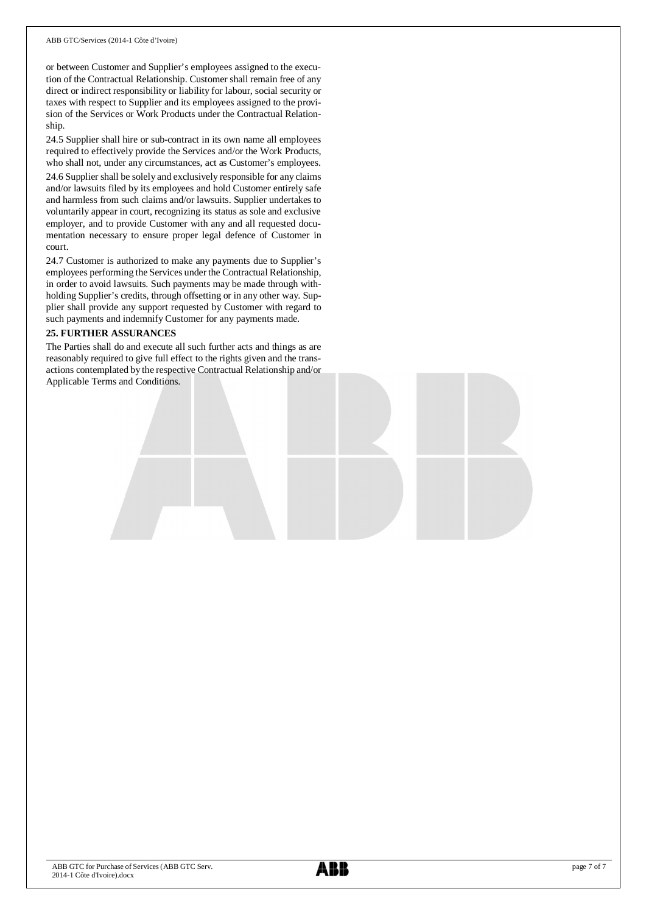or between Customer and Supplier's employees assigned to the execution of the Contractual Relationship. Customer shall remain free of any direct or indirect responsibility or liability for labour, social security or taxes with respect to Supplier and its employees assigned to the provision of the Services or Work Products under the Contractual Relationship.

24.5 Supplier shall hire or sub-contract in its own name all employees required to effectively provide the Services and/or the Work Products, who shall not, under any circumstances, act as Customer's employees.

24.6 Supplier shall be solely and exclusively responsible for any claims and/or lawsuits filed by its employees and hold Customer entirely safe and harmless from such claims and/or lawsuits. Supplier undertakes to voluntarily appear in court, recognizing its status as sole and exclusive employer, and to provide Customer with any and all requested documentation necessary to ensure proper legal defence of Customer in court.

24.7 Customer is authorized to make any payments due to Supplier's employees performing the Services under the Contractual Relationship, in order to avoid lawsuits. Such payments may be made through withholding Supplier's credits, through offsetting or in any other way. Supplier shall provide any support requested by Customer with regard to such payments and indemnify Customer for any payments made.

## 25. FURTHER ASSURANCES

The Parties shall do and execute all such further acts and things as are reasonably required to give full effect to the rights given and the transactions contemplated by the respective Contractual Relationship and/or Applicable Terms and Conditions.